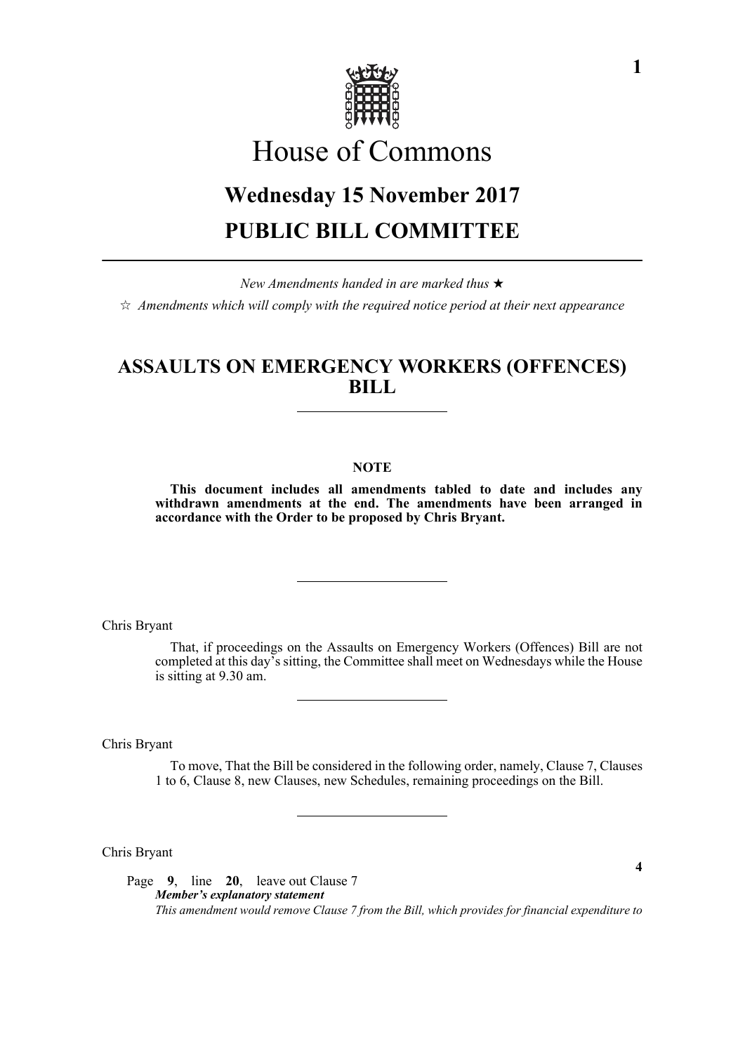# House of Commons

## Wednesday 15 November 2017

## PUBLIC BILL COMMITTEE

*New Amendments handed in are marked thus* ★

☆ *Amendments which will comply with the required notice period at their next appearance*

## ASSAULTS ON EMERGENCY WORKERS (OFFENCES) BILL

**NOTE**

**This document includes all amendments tabled to date and includes any withdrawn amendments at the end. The amendments have been arranged in accordance with the Order to be proposed by Chris Bryant.**

Chris Bryant

That, if proceedings on the Assaults on Emergency Workers (Offences) Bill are not completed at this day's sitting, the Committee shall meet on Wednesdays while the House is sitting at 9.30 am.

Chris Bryant

To move, That the Bill be considered in the following order, namely, Clause 7, Clauses 1 to 6, Clause 8, new Clauses, new Schedules, remaining proceedings on the Bill.

Chris Bryant

**4**

Page **9**, line **20**, leave out Clause 7

***Member's explanatory statement***

*This amendment would remove Clause 7 from the Bill, which provides for financial expenditure to*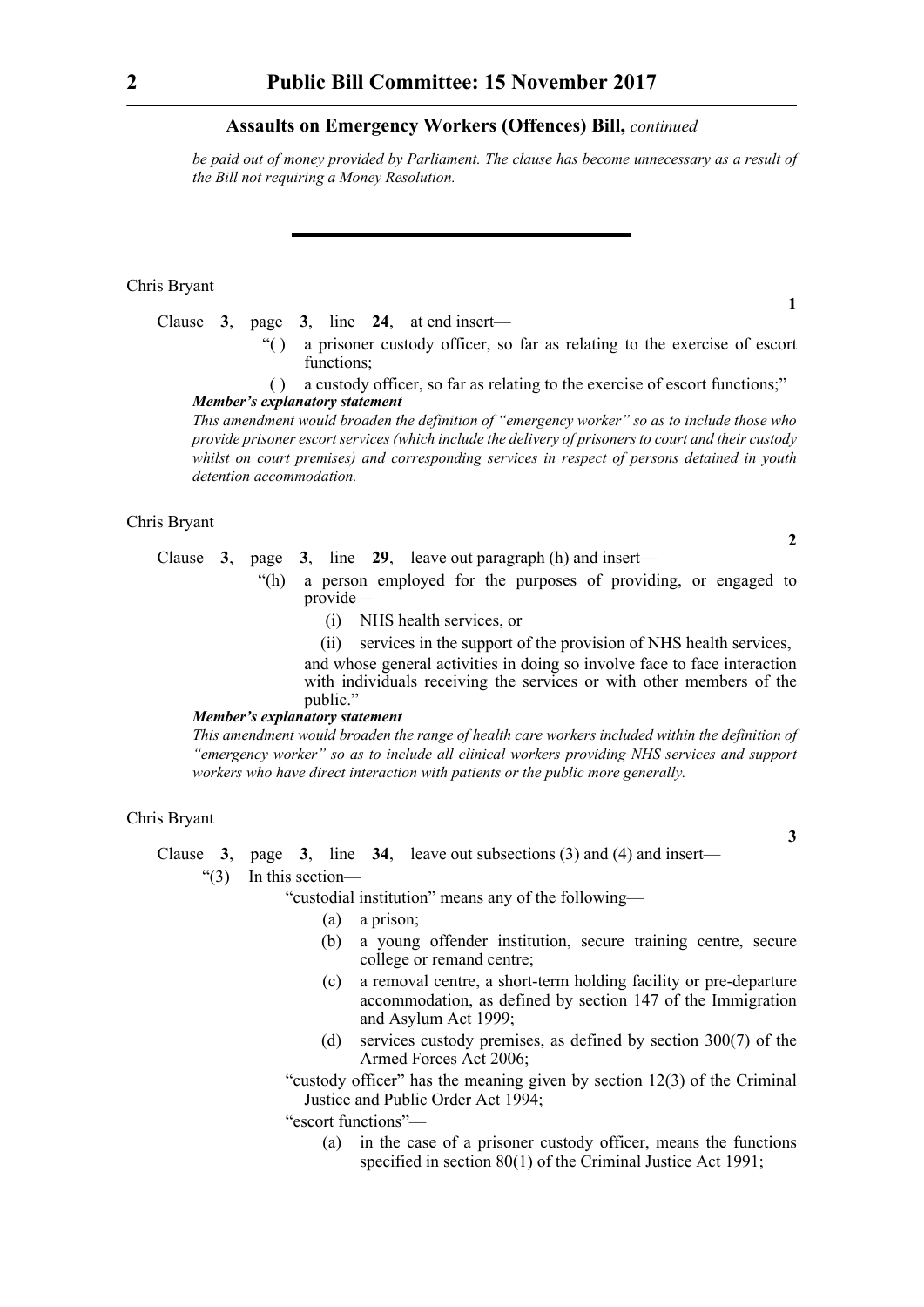*be paid out of money provided by Parliament. The clause has become unnecessary as a result of the Bill not requiring a Money Resolution.*

---

Chris Bryant

**1**

Clause **3**, page **3**, line **24**, at end insert—

"( ) a prisoner custody officer, so far as relating to the exercise of escort functions;

( ) a custody officer, so far as relating to the exercise of escort functions;"

***Member's explanatory statement***

*This amendment would broaden the definition of "emergency worker" so as to include those who provide prisoner escort services (which include the delivery of prisoners to court and their custody whilst on court premises) and corresponding services in respect of persons detained in youth detention accommodation.*

Chris Bryant

**2**

Clause **3**, page **3**, line **29**, leave out paragraph (h) and insert—

"(h) a person employed for the purposes of providing, or engaged to provide—

(i) NHS health services, or

(ii) services in the support of the provision of NHS health services,

and whose general activities in doing so involve face to face interaction with individuals receiving the services or with other members of the public."

***Member's explanatory statement***

*This amendment would broaden the range of health care workers included within the definition of "emergency worker" so as to include all clinical workers providing NHS services and support workers who have direct interaction with patients or the public more generally.*

Chris Bryant

**3**

Clause **3**, page **3**, line **34**, leave out subsections (3) and (4) and insert—

"(3) In this section—

"custodial institution" means any of the following—

(a) a prison;

(b) a young offender institution, secure training centre, secure college or remand centre;

(c) a removal centre, a short-term holding facility or pre-departure accommodation, as defined by section 147 of the Immigration and Asylum Act 1999;

(d) services custody premises, as defined by section 300(7) of the Armed Forces Act 2006;

"custody officer" has the meaning given by section 12(3) of the Criminal Justice and Public Order Act 1994;

"escort functions"—

(a) in the case of a prisoner custody officer, means the functions specified in section 80(1) of the Criminal Justice Act 1991;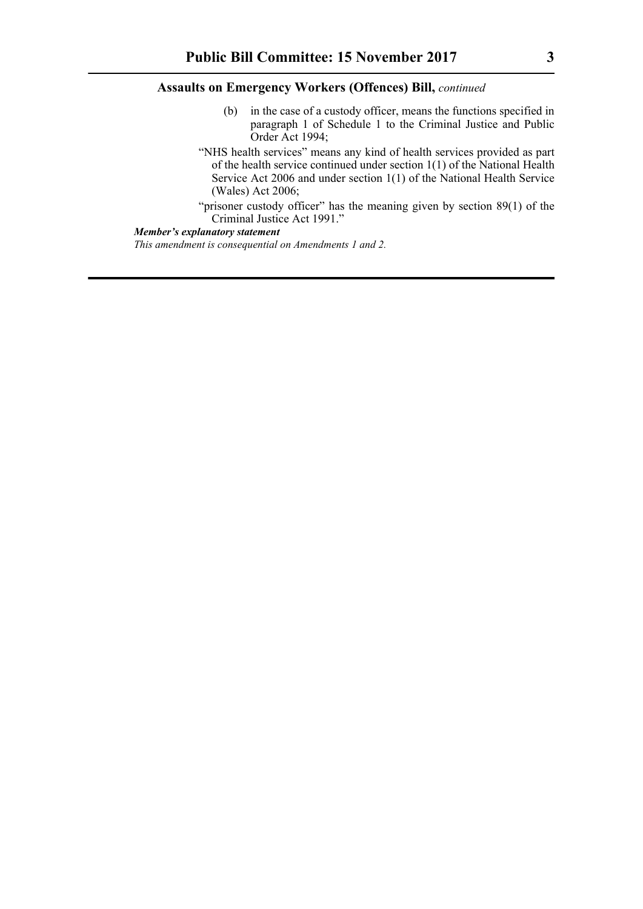(b) in the case of a custody officer, means the functions specified in paragraph 1 of Schedule 1 to the Criminal Justice and Public Order Act 1994;

"NHS health services" means any kind of health services provided as part of the health service continued under section 1(1) of the National Health Service Act 2006 and under section 1(1) of the National Health Service (Wales) Act 2006;

"prisoner custody officer" has the meaning given by section 89(1) of the Criminal Justice Act 1991."

***Member's explanatory statement***

*This amendment is consequential on Amendments 1 and 2.*